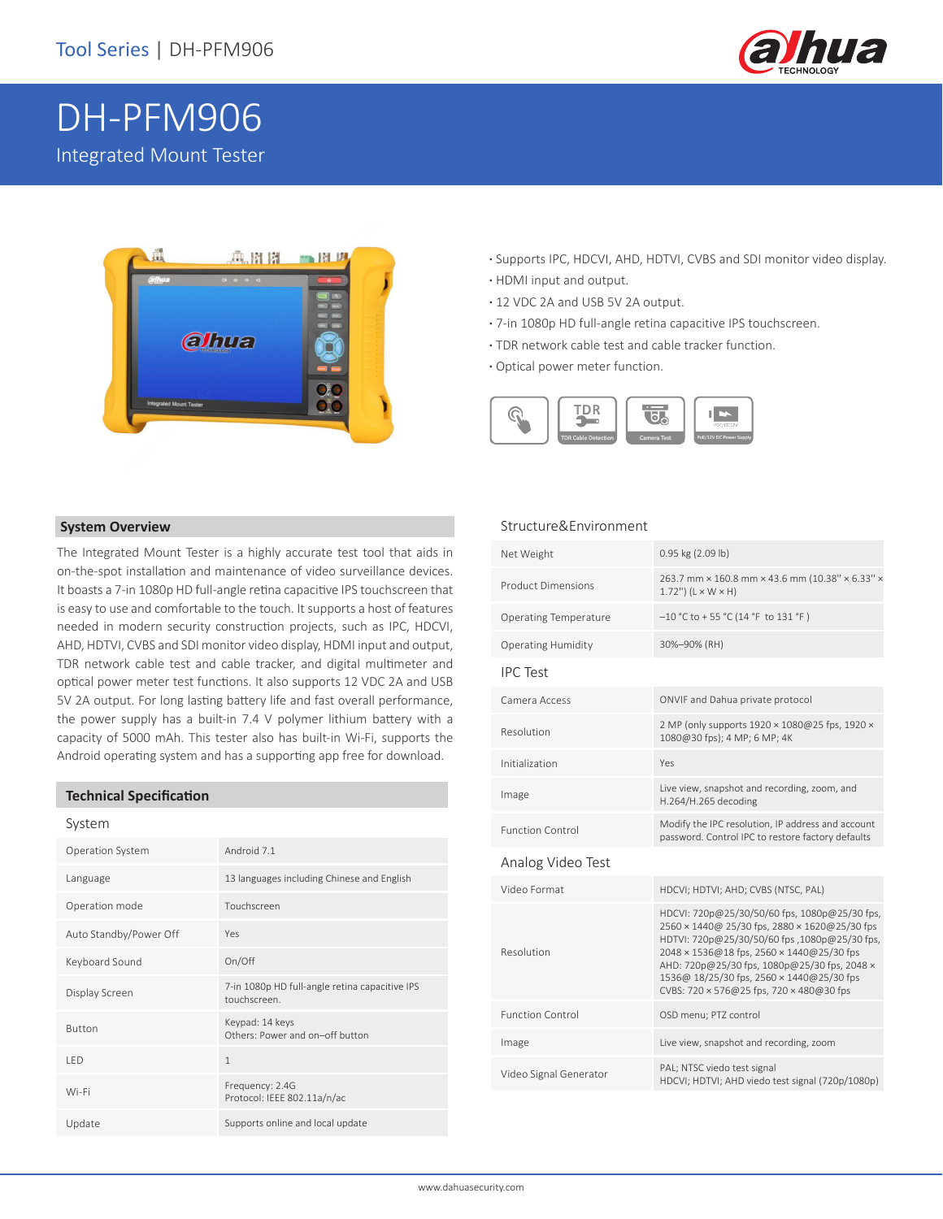Tool Series | DH-PFM906

# DH-PFM906

Integrated Mount Tester

- Supports IPC, HDCVI, AHD, HDTVI, CVBS and SDI monitor video display.
- HDMI input and output.
- 12 VDC 2A and USB 5V 2A output.
- 7-in 1080p HD full-angle retina capacitive IPS touchscreen.
- TDR network cable test and cable tracker function.
- Optical power meter function.

## System Overview

The Integrated Mount Tester is a highly accurate test tool that aids in on-the-spot installation and maintenance of video surveillance devices. It boasts a 7-in 1080p HD full-angle retina capacitive IPS touchscreen that is easy to use and comfortable to the touch. It supports a host of features needed in modern security construction projects, such as IPC, HDCVI, AHD, HDTVI, CVBS and SDI monitor video display, HDMI input and output, TDR network cable test and cable tracker, and digital multimeter and optical power meter test functions. It also supports 12 VDC 2A and USB 5V 2A output. For long lasting battery life and fast overall performance, the power supply has a built-in 7.4 V polymer lithium battery with a capacity of 5000 mAh. This tester also has built-in Wi-Fi, supports the Android operating system and has a supporting app free for download.

## Technical Specification

### System

| | |
|---|---|
| Operation System | Android 7.1 |
| Language | 13 languages including Chinese and English |
| Operation mode | Touchscreen |
| Auto Standby/Power Off | Yes |
| Keyboard Sound | On/Off |
| Display Screen | 7-in 1080p HD full-angle retina capacitive IPS touchscreen. |
| Button | Keypad: 14 keys<br>Others: Power and on–off button |
| LED | 1 |
| Wi-Fi | Frequency: 2.4G<br>Protocol: IEEE 802.11a/n/ac |
| Update | Supports online and local update |

### Structure&Environment

| | |
|---|---|
| Net Weight | 0.95 kg (2.09 lb) |
| Product Dimensions | 263.7 mm × 160.8 mm × 43.6 mm (10.38" × 6.33" × 1.72") (L × W × H) |
| Operating Temperature | –10 °C to + 55 °C (14 °F to 131 °F ) |
| Operating Humidity | 30%–90% (RH) |

### IPC Test

| | |
|---|---|
| Camera Access | ONVIF and Dahua private protocol |
| Resolution | 2 MP (only supports 1920 × 1080@25 fps, 1920 × 1080@30 fps); 4 MP; 6 MP; 4K |
| Initialization | Yes |
| Image | Live view, snapshot and recording, zoom, and H.264/H.265 decoding |
| Function Control | Modify the IPC resolution, IP address and account password. Control IPC to restore factory defaults |

### Analog Video Test

| | |
|---|---|
| Video Format | HDCVI; HDTVI; AHD; CVBS (NTSC, PAL) |
| Resolution | HDCVI: 720p@25/30/50/60 fps, 1080p@25/30 fps, 2560 × 1440@ 25/30 fps, 2880 × 1620@25/30 fps<br>HDTVI: 720p@25/30/50/60 fps ,1080p@25/30 fps, 2048 × 1536@18 fps, 2560 × 1440@25/30 fps<br>AHD: 720p@25/30 fps, 1080p@25/30 fps, 2048 × 1536@ 18/25/30 fps, 2560 × 1440@25/30 fps<br>CVBS: 720 × 576@25 fps, 720 × 480@30 fps |
| Function Control | OSD menu; PTZ control |
| Image | Live view, snapshot and recording, zoom |
| Video Signal Generator | PAL; NTSC viedo test signal<br>HDCVI; HDTVI; AHD viedo test signal (720p/1080p) |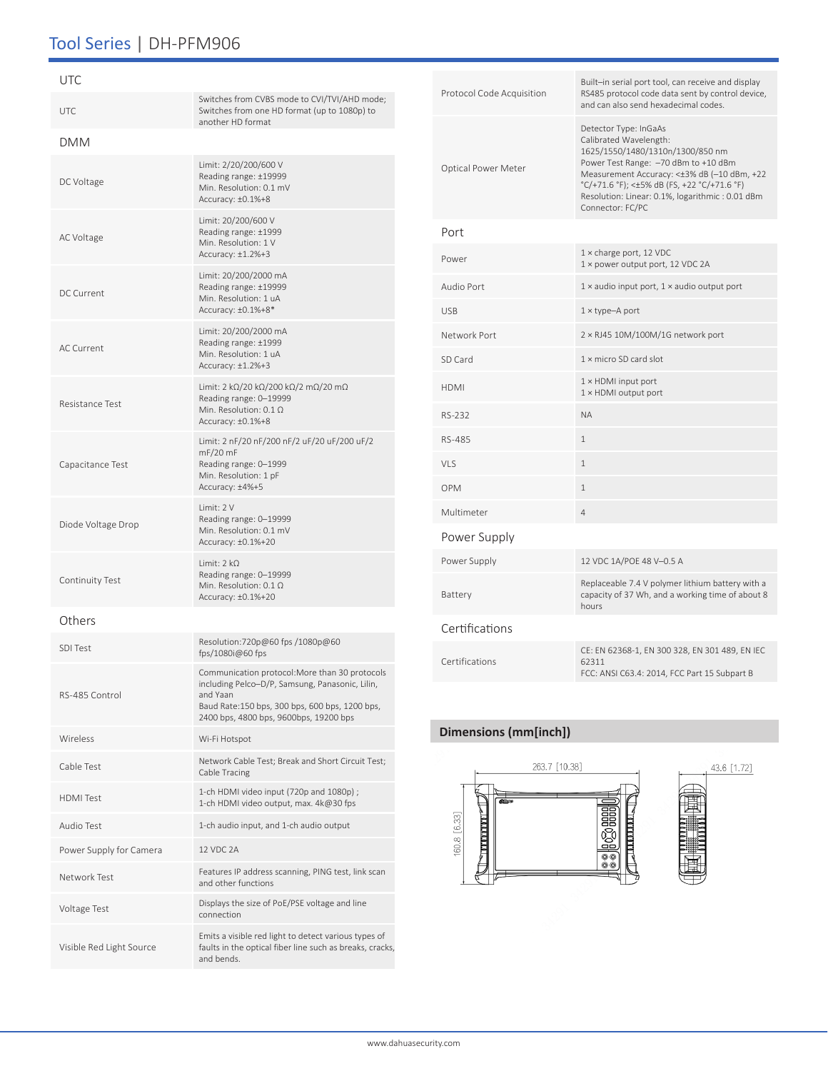## UTC

| | |
|---|---|
| UTC | Switches from CVBS mode to CVI/TVI/AHD mode; Switches from one HD format (up to 1080p) to another HD format |

## DMM

| | |
|---|---|
| DC Voltage | Limit: 2/20/200/600 V<br>Reading range: ±19999<br>Min. Resolution: 0.1 mV<br>Accuracy: ±0.1%+8 |
| AC Voltage | Limit: 20/200/600 V<br>Reading range: ±1999<br>Min. Resolution: 1 V<br>Accuracy: ±1.2%+3 |
| DC Current | Limit: 20/200/2000 mA<br>Reading range: ±19999<br>Min. Resolution: 1 uA<br>Accuracy: ±0.1%+8* |
| AC Current | Limit: 20/200/2000 mA<br>Reading range: ±1999<br>Min. Resolution: 1 uA<br>Accuracy: ±1.2%+3 |
| Resistance Test | Limit: 2 kΩ/20 kΩ/200 kΩ/2 mΩ/20 mΩ<br>Reading range: 0–19999<br>Min. Resolution: 0.1 Ω<br>Accuracy: ±0.1%+8 |
| Capacitance Test | Limit: 2 nF/20 nF/200 nF/2 uF/20 uF/200 uF/2 mF/20 mF<br>Reading range: 0–1999<br>Min. Resolution: 1 pF<br>Accuracy: ±4%+5 |
| Diode Voltage Drop | Limit: 2 V<br>Reading range: 0–19999<br>Min. Resolution: 0.1 mV<br>Accuracy: ±0.1%+20 |
| Continuity Test | Limit: 2 kΩ<br>Reading range: 0–19999<br>Min. Resolution: 0.1 Ω<br>Accuracy: ±0.1%+20 |

## Others

| | |
|---|---|
| SDI Test | Resolution:720p@60 fps /1080p@60 fps/1080i@60 fps |
| RS-485 Control | Communication protocol:More than 30 protocols including Pelco–D/P, Samsung, Panasonic, Lilin, and Yaan<br>Baud Rate:150 bps, 300 bps, 600 bps, 1200 bps, 2400 bps, 4800 bps, 9600bps, 19200 bps |
| Wireless | Wi-Fi Hotspot |
| Cable Test | Network Cable Test; Break and Short Circuit Test; Cable Tracing |
| HDMI Test | 1-ch HDMI video input (720p and 1080p) ;<br>1-ch HDMI video output, max. 4k@30 fps |
| Audio Test | 1-ch audio input, and 1-ch audio output |
| Power Supply for Camera | 12 VDC 2A |
| Network Test | Features IP address scanning, PING test, link scan and other functions |
| Voltage Test | Displays the size of PoE/PSE voltage and line connection |
| Visible Red Light Source | Emits a visible red light to detect various types of faults in the optical fiber line such as breaks, cracks, and bends. |
| Protocol Code Acquisition | Built–in serial port tool, can receive and display RS485 protocol code data sent by control device, and can also send hexadecimal codes. |
| Optical Power Meter | Detector Type: InGaAs<br>Calibrated Wavelength: 1625/1550/1480/1310n/1300/850 nm<br>Power Test Range: –70 dBm to +10 dBm<br>Measurement Accuracy: <±3% dB (–10 dBm, +22 °C/+71.6 °F); <±5% dB (FS, +22 °C/+71.6 °F)<br>Resolution: Linear: 0.1%, logarithmic : 0.01 dBm<br>Connector: FC/PC |

## Port

| | |
|---|---|
| Power | 1 × charge port, 12 VDC<br>1 × power output port, 12 VDC 2A |
| Audio Port | 1 × audio input port, 1 × audio output port |
| USB | 1 × type–A port |
| Network Port | 2 × RJ45 10M/100M/1G network port |
| SD Card | 1 × micro SD card slot |
| HDMI | 1 × HDMI input port<br>1 × HDMI output port |
| RS-232 | NA |
| RS-485 | 1 |
| VLS | 1 |
| OPM | 1 |
| Multimeter | 4 |

## Power Supply

| | |
|---|---|
| Power Supply | 12 VDC 1A/POE 48 V–0.5 A |
| Battery | Replaceable 7.4 V polymer lithium battery with a capacity of 37 Wh, and a working time of about 8 hours |

## Certifications

| | |
|---|---|
| Certifications | CE: EN 62368-1, EN 300 328, EN 301 489, EN IEC 62311<br>FCC: ANSI C63.4: 2014, FCC Part 15 Subpart B |

## Dimensions (mm[inch])

263.7 [10.38]

160.8 [6.33]

43.6 [1.72]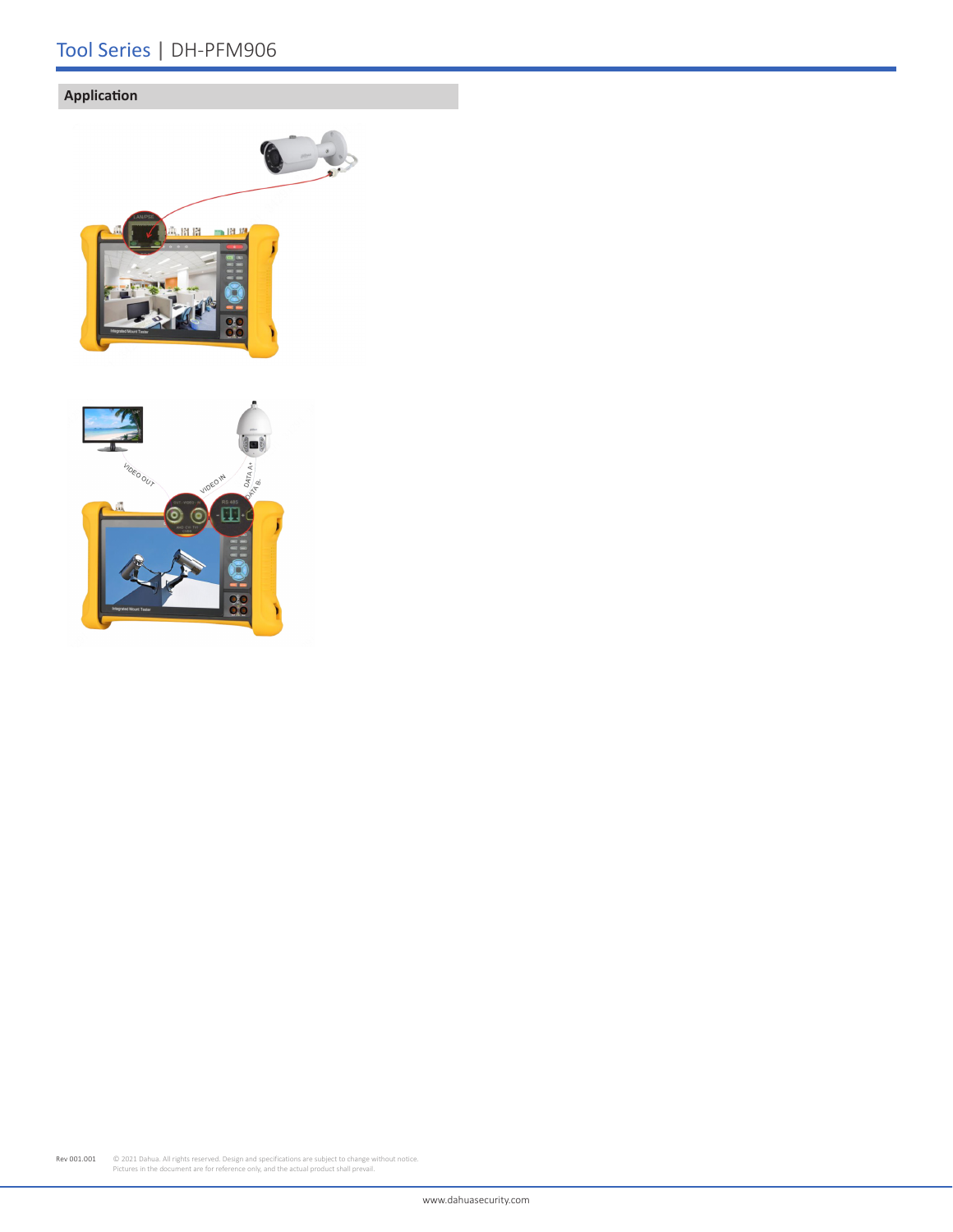## Application

Rev 001.001 © 2021 Dahua. All rights reserved. Design and specifications are subject to change without notice. Pictures in the document are for reference only, and the actual product shall prevail.